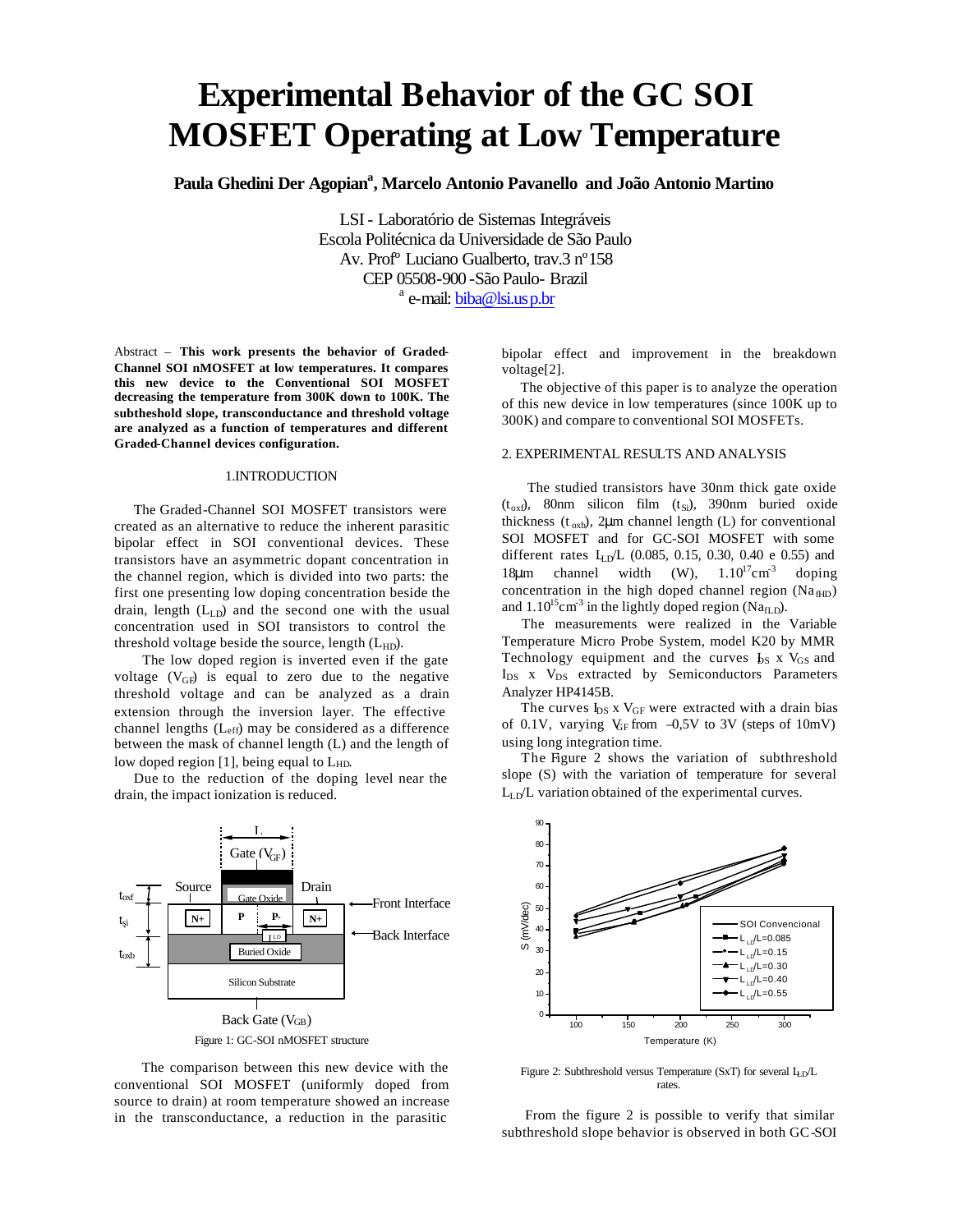# Experimental Behavior of the GC SOI MOSFET Operating at Low Temperature

**Paula Ghedini Der Agopian[a], Marcelo Antonio Pavanello and João Antonio Martino**

LSI - Laboratório de Sistemas Integráveis
Escola Politécnica da Universidade de São Paulo
Av. Profº Luciano Gualberto, trav.3 nº158
CEP 05508-900 -São Paulo- Brazil
[a] e-mail: biba@lsi.usp.br

Abstract – **This work presents the behavior of Graded-Channel SOI nMOSFET at low temperatures. It compares this new device to the Conventional SOI MOSFET decreasing the temperature from 300K down to 100K. The subthreshold slope, transconductance and threshold voltage are analyzed as a function of temperatures and different Graded-Channel devices configuration.**

## 1.INTRODUCTION

The Graded-Channel SOI MOSFET transistors were created as an alternative to reduce the inherent parasitic bipolar effect in SOI conventional devices. These transistors have an asymmetric dopant concentration in the channel region, which is divided into two parts: the first one presenting low doping concentration beside the drain, length ($L_{LD}$) and the second one with the usual concentration used in SOI transistors to control the threshold voltage beside the source, length ($L_{HD}$).

The low doped region is inverted even if the gate voltage ($V_{GF}$) is equal to zero due to the negative threshold voltage and can be analyzed as a drain extension through the inversion layer. The effective channel lengths ($L_{eff}$) may be considered as a difference between the mask of channel length (L) and the length of low doped region [1], being equal to $L_{HD}$.

Due to the reduction of the doping level near the drain, the impact ionization is reduced.

Figure 1: GC-SOI nMOSFET structure

The comparison between this new device with the conventional SOI MOSFET (uniformly doped from source to drain) at room temperature showed an increase in the transconductance, a reduction in the parasitic bipolar effect and improvement in the breakdown voltage[2].

The objective of this paper is to analyze the operation of this new device in low temperatures (since 100K up to 300K) and compare to conventional SOI MOSFETs.

## 2. EXPERIMENTAL RESULTS AND ANALYSIS

The studied transistors have 30nm thick gate oxide ($t_{oxf}$), 80nm silicon film ($t_{Si}$), 390nm buried oxide thickness ($t_{oxb}$), 2μm channel length (L) for conventional SOI MOSFET and for GC-SOI MOSFET with some different rates $L_{LD}/L$ (0.085, 0.15, 0.30, 0.40 e 0.55) and 18μm channel width (W), $1.10^{17}cm^{-3}$ doping concentration in the high doped channel region ($Na_{fHD}$) and $1.10^{15}cm^{-3}$ in the lightly doped region ($Na_{fLD}$).

The measurements were realized in the Variable Temperature Micro Probe System, model K20 by MMR Technology equipment and the curves $I_{DS}$ x $V_{GS}$ and $I_{DS}$ x $V_{DS}$ extracted by Semiconductors Parameters Analyzer HP4145B.

The curves $I_{DS}$ x $V_{GF}$ were extracted with a drain bias of 0.1V, varying $V_{GF}$ from –0,5V to 3V (steps of 10mV) using long integration time.

The Figure 2 shows the variation of subthreshold slope (S) with the variation of temperature for several $L_{LD}/L$ variation obtained of the experimental curves.

Figure 2: Subthreshold versus Temperature (SxT) for several $L_{LD}/L$ rates.

From the figure 2 is possible to verify that similar subthreshold slope behavior is observed in both GC-SOI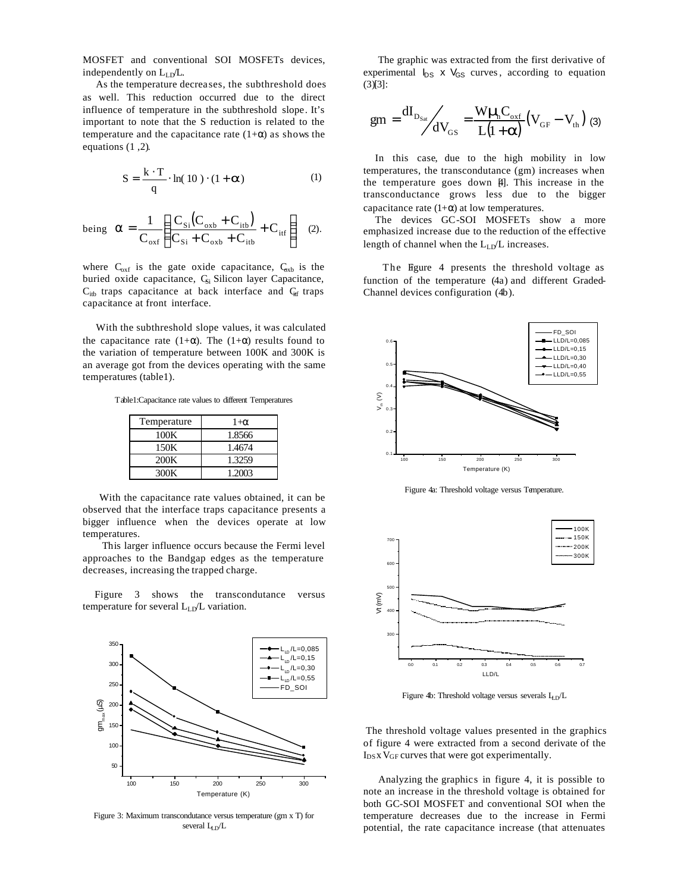MOSFET and conventional SOI MOSFETs devices, independently on $L_{LD}/L$.

As the temperature decreases, the subthreshold does as well. This reduction occurred due to the direct influence of temperature in the subthreshold slope. It's important to note that the S reduction is related to the temperature and the capacitance rate $(1+\alpha)$ as shows the equations (1 ,2).

$$S = \frac{k \cdot T}{q} \cdot \ln(10) \cdot (1 + \alpha) \quad (1)$$

being $$\alpha = \frac{1}{C_{oxf}} \left[ \frac{C_{Si}(C_{oxb} + C_{itb})}{C_{Si} + C_{oxb} + C_{itb}} + C_{itf} \right] \quad (2).$$

where $C_{oxf}$ is the gate oxide capacitance, $C_{oxb}$ is the buried oxide capacitance, $C_{Si}$ Silicon layer Capacitance, $C_{itb}$ traps capacitance at back interface and $C_{itf}$ traps capacitance at front interface.

With the subthreshold slope values, it was calculated the capacitance rate $(1+\alpha)$. The $(1+\alpha)$ results found to the variation of temperature between 100K and 300K is an average got from the devices operating with the same temperatures (table1).

Table1:Capacitance rate values to different Temperatures

| Temperature | $1+\alpha$ |
| --- | --- |
| 100K | 1.8566 |
| 150K | 1.4674 |
| 200K | 1.3259 |
| 300K | 1.2003 |

With the capacitance rate values obtained, it can be observed that the interface traps capacitance presents a bigger influence when the devices operate at low temperatures.

This larger influence occurs because the Fermi level approaches to the Bandgap edges as the temperature decreases, increasing the trapped charge.

Figure 3 shows the transcondutance versus temperature for several $L_{LD}/L$ variation.

Figure 3: Maximum transcondutance versus temperature (gm x T) for several $L_{LD}/L$

The graphic was extracted from the first derivative of experimental $I_{DS}$ x $V_{GS}$ curves, according to equation (3)[3]:

$$gm = \frac{dI_{D_{Sat}}}{dV_{GS}} = \frac{W\mu_n C_{oxf}}{L(1+\alpha)}(V_{GF} - V_{th}) \quad (3)$$

In this case, due to the high mobility in low temperatures, the transcondutance (gm) increases when the temperature goes down [4]. This increase in the transconductance grows less due to the bigger capacitance rate $(1+\alpha)$ at low temperatures.

The devices GC-SOI MOSFETs show a more emphasized increase due to the reduction of the effective length of channel when the $L_{LD}/L$ increases.

The Figure 4 presents the threshold voltage as function of the temperature (4a) and different Graded-Channel devices configuration (4b).

Figure 4a: Threshold voltage versus Temperature.

Figure 4b: Threshold voltage versus severals $L_{LD}/L$

The threshold voltage values presented in the graphics of figure 4 were extracted from a second derivate of the $I_{DS}$ x $V_{GF}$ curves that were got experimentally.

Analyzing the graphics in figure 4, it is possible to note an increase in the threshold voltage is obtained for both GC-SOI MOSFET and conventional SOI when the temperature decreases due to the increase in Fermi potential, the rate capacitance increase (that attenuates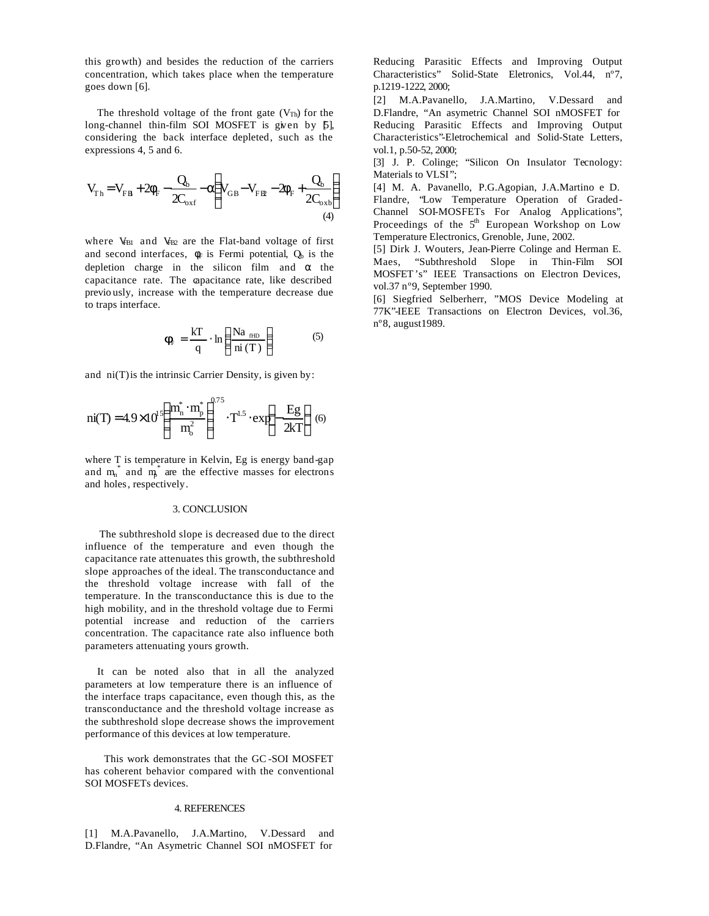this growth) and besides the reduction of the carriers concentration, which takes place when the temperature goes down [6].

The threshold voltage of the front gate ($V_{Th}$) for the long-channel thin-film SOI MOSFET is given by [5], considering the back interface depleted, such as the expressions 4, 5 and 6.

$$V_{Th} = V_{FB1} + 2\phi_F - \frac{Q_b}{2C_{oxf}} - \alpha\left(V_{GB} - V_{FB2} - 2\phi_F + \frac{Q_b}{2C_{oxb}}\right) \quad (4)$$

where $V_{FB1}$ and $V_{FB2}$ are the Flat-band voltage of first and second interfaces, $\phi_F$ is Fermi potential, $Q_b$ is the depletion charge in the silicon film and $\alpha$ the capacitance rate. The capacitance rate, like described previously, increase with the temperature decrease due to traps interface.

$$\phi_F = \frac{kT}{q} \cdot \ln\left(\frac{Na_{fHD}}{ni(T)}\right) \quad (5)$$

and ni(T) is the intrinsic Carrier Density, is given by:

$$ni(T) = 4.9 \times 10^{15}\left(\frac{m_n^* \cdot m_p^*}{m_o^2}\right)^{0.75} \cdot T^{1.5} \cdot \exp\left(-\frac{Eg}{2kT}\right) \quad (6)$$

where T is temperature in Kelvin, Eg is energy band-gap and $m_n^*$ and $m_p^*$ are the effective masses for electrons and holes, respectively.

## 3. CONCLUSION

The subthreshold slope is decreased due to the direct influence of the temperature and even though the capacitance rate attenuates this growth, the subthreshold slope approaches of the ideal. The transconductance and the threshold voltage increase with fall of the temperature. In the transconductance this is due to the high mobility, and in the threshold voltage due to Fermi potential increase and reduction of the carriers concentration. The capacitance rate also influence both parameters attenuating yours growth.

It can be noted also that in all the analyzed parameters at low temperature there is an influence of the interface traps capacitance, even though this, as the transconductance and the threshold voltage increase as the subthreshold slope decrease shows the improvement performance of this devices at low temperature.

This work demonstrates that the GC-SOI MOSFET has coherent behavior compared with the conventional SOI MOSFETs devices.

## 4. REFERENCES

[1] M.A.Pavanello, J.A.Martino, V.Dessard and D.Flandre, "An Asymetric Channel SOI nMOSFET for Reducing Parasitic Effects and Improving Output Characteristics" Solid-State Eletronics, Vol.44, nº7, p.1219-1222, 2000;

[2] M.A.Pavanello, J.A.Martino, V.Dessard and D.Flandre, "An asymetric Channel SOI nMOSFET for Reducing Parasitic Effects and Improving Output Characteristics"-Eletrochemical and Solid-State Letters, vol.1, p.50-52, 2000;

[3] J. P. Colinge; "Silicon On Insulator Tecnology: Materials to VLSI";

[4] M. A. Pavanello, P.G.Agopian, J.A.Martino e D. Flandre, "Low Temperature Operation of Graded-Channel SOI-MOSFETs For Analog Applications", Proceedings of the 5th European Workshop on Low Temperature Electronics, Grenoble, June, 2002.

[5] Dirk J. Wouters, Jean-Pierre Colinge and Herman E. Maes, "Subthreshold Slope in Thin-Film SOI MOSFET's" IEEE Transactions on Electron Devices, vol.37 nº9, September 1990.

[6] Siegfried Selberherr, "MOS Device Modeling at 77K"-IEEE Transactions on Electron Devices, vol.36, nº8, august1989.